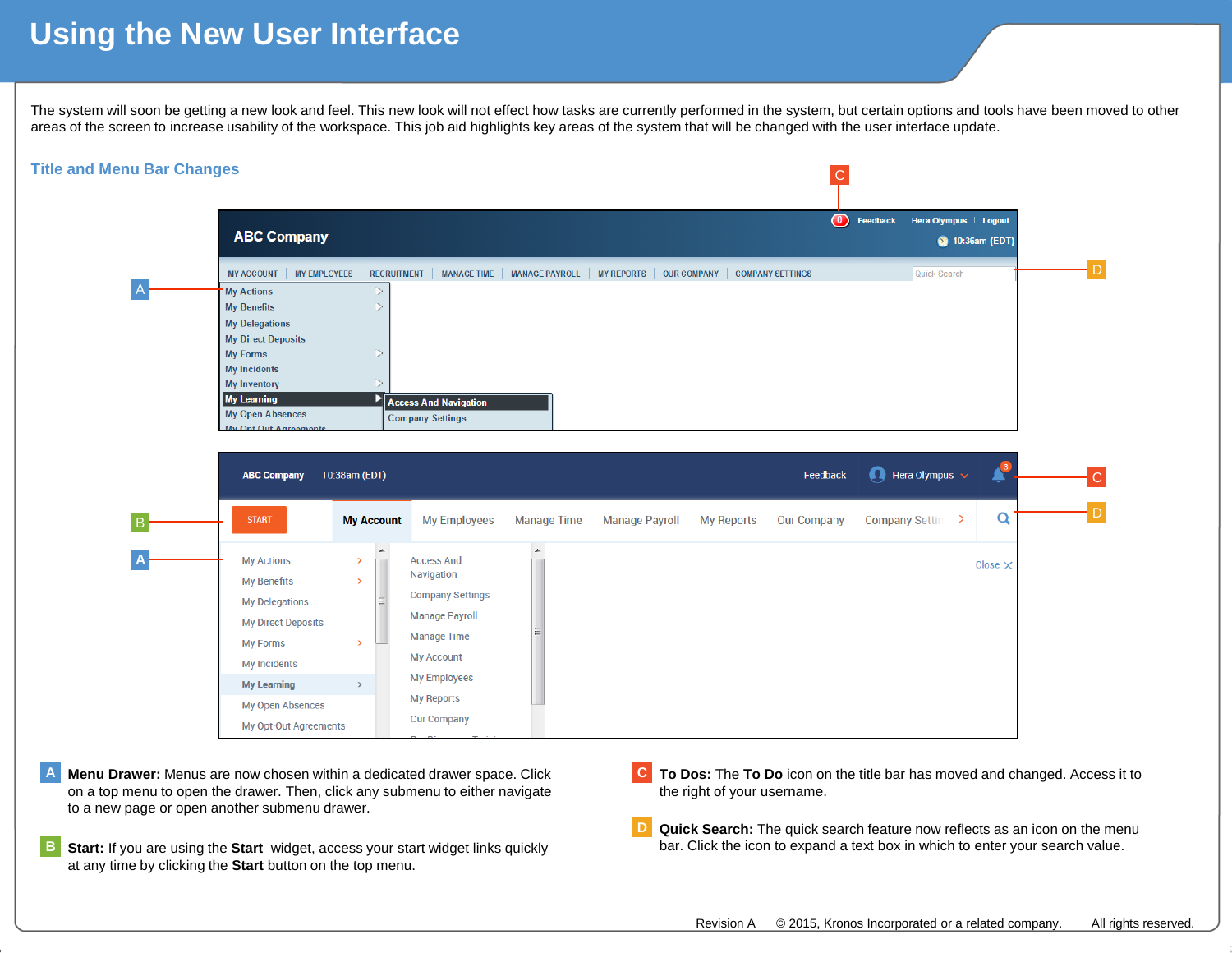# Using the New User Interface

The system will soon be getting a new look and feel. This new look will not effect how tasks are currently performed in the system, but certain options and tools have been moved to other areas of the screen to increase usability of the workspace. This job aid highlights key areas of the system that will be changed with the user interface update.

## Title and Menu Bar Changes

**A** **Menu Drawer:** Menus are now chosen within a dedicated drawer space. Click on a top menu to open the drawer. Then, click any submenu to either navigate to a new page or open another submenu drawer.

**B** **Start:** If you are using the **Start** widget, access your start widget links quickly at any time by clicking the **Start** button on the top menu.

**C** **To Dos:** The **To Do** icon on the title bar has moved and changed. Access it to the right of your username.

**D** **Quick Search:** The quick search feature now reflects as an icon on the menu bar. Click the icon to expand a text box in which to enter your search value.

Revision A © 2015, Kronos Incorporated or a related company. All rights reserved.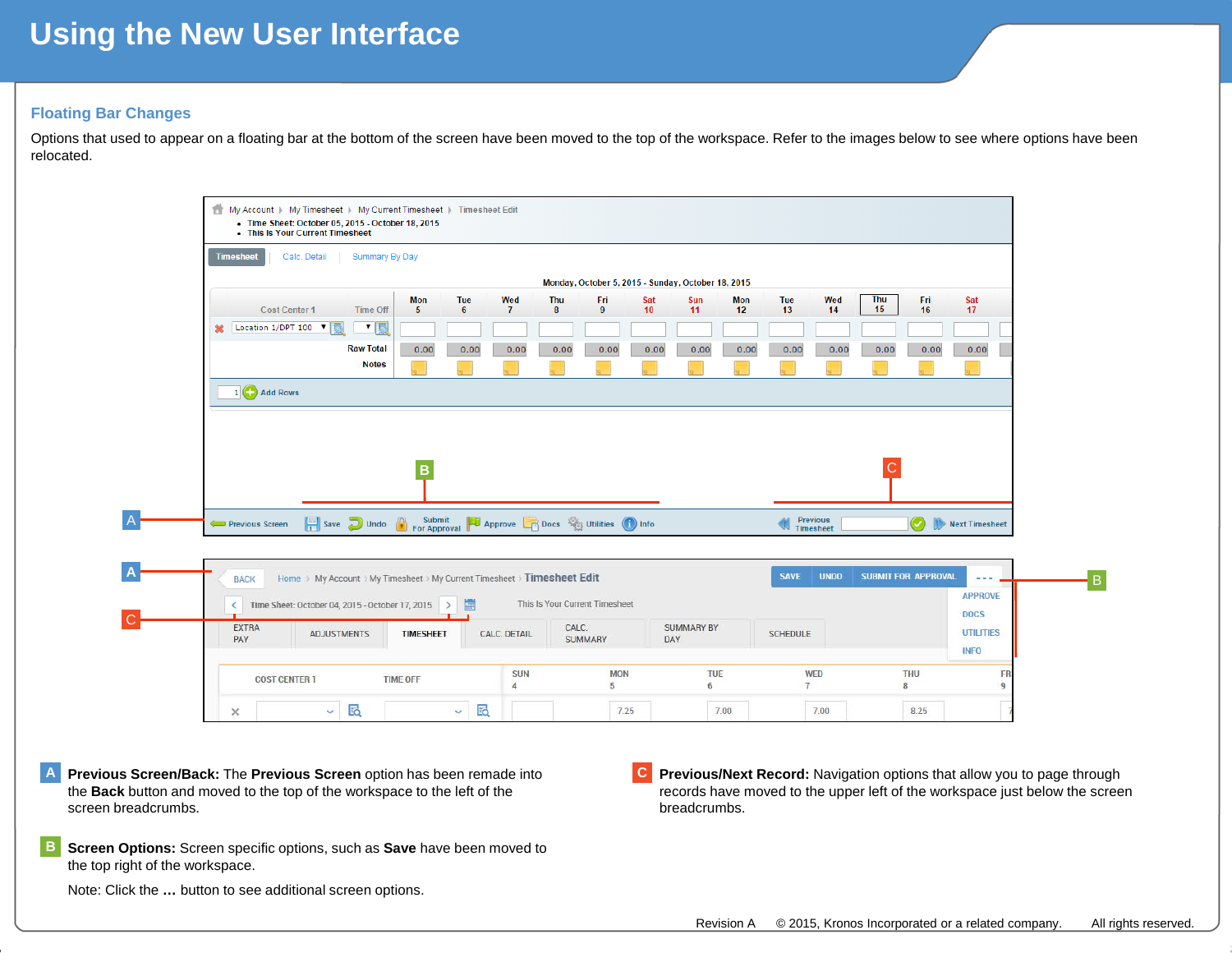# Using the New User Interface

## Floating Bar Changes

Options that used to appear on a floating bar at the bottom of the screen have been moved to the top of the workspace. Refer to the images below to see where options have been relocated.

**A** **Previous Screen/Back:** The **Previous Screen** option has been remade into the **Back** button and moved to the top of the workspace to the left of the screen breadcrumbs.

**B** **Screen Options:** Screen specific options, such as **Save** have been moved to the top right of the workspace.

Note: Click the **…** button to see additional screen options.

**C** **Previous/Next Record:** Navigation options that allow you to page through records have moved to the upper left of the workspace just below the screen breadcrumbs.

Revision A © 2015, Kronos Incorporated or a related company. All rights reserved.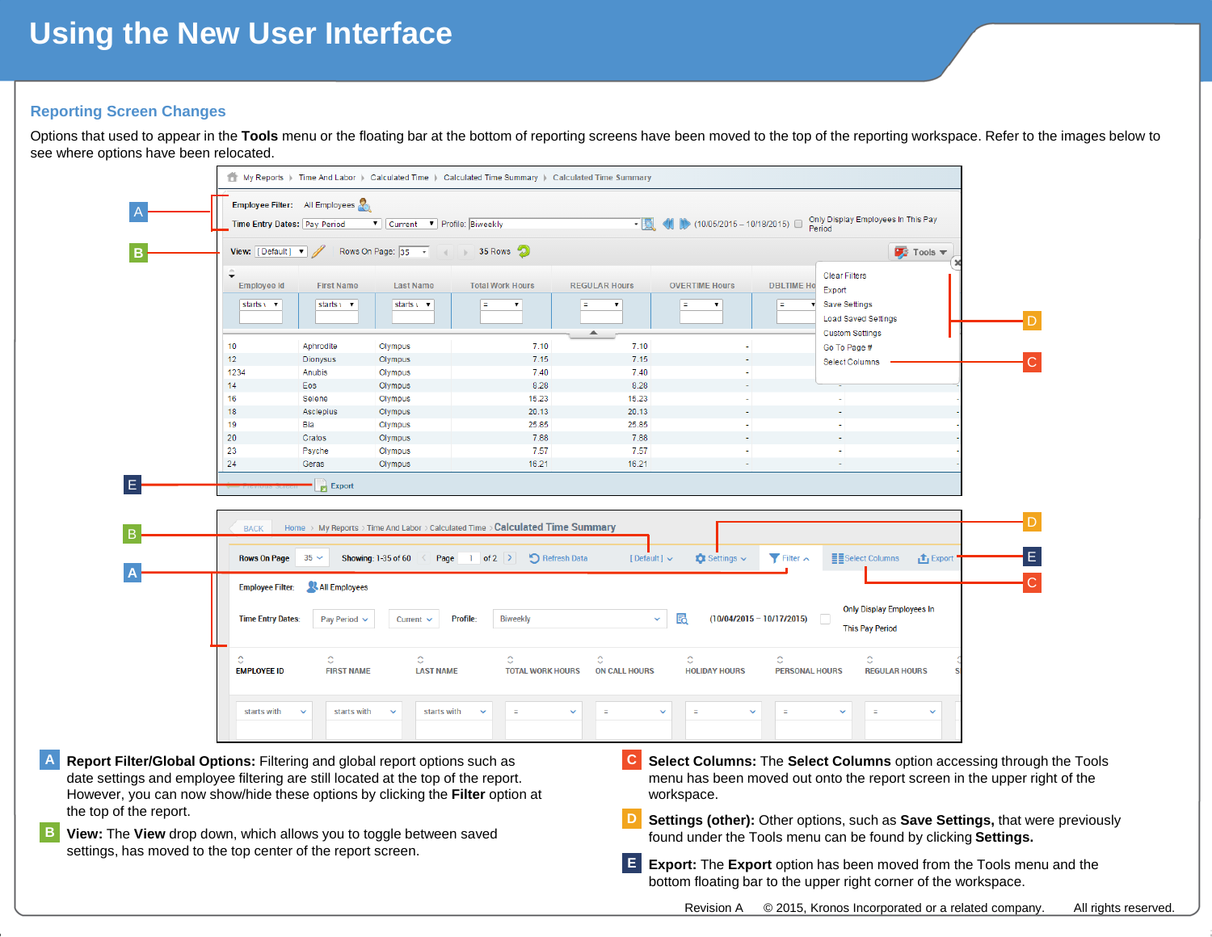# Using the New User Interface

## Reporting Screen Changes

Options that used to appear in the **Tools** menu or the floating bar at the bottom of reporting screens have been moved to the top of the reporting workspace. Refer to the images below to see where options have been relocated.

**A** **Report Filter/Global Options:** Filtering and global report options such as date settings and employee filtering are still located at the top of the report. However, you can now show/hide these options by clicking the **Filter** option at the top of the report.

**B** **View:** The **View** drop down, which allows you to toggle between saved settings, has moved to the top center of the report screen.

**C** **Select Columns:** The **Select Columns** option accessing through the Tools menu has been moved out onto the report screen in the upper right of the workspace.

**D** **Settings (other):** Other options, such as **Save Settings,** that were previously found under the Tools menu can be found by clicking **Settings.**

**E** **Export:** The **Export** option has been moved from the Tools menu and the bottom floating bar to the upper right corner of the workspace.

Revision A © 2015, Kronos Incorporated or a related company. All rights reserved.